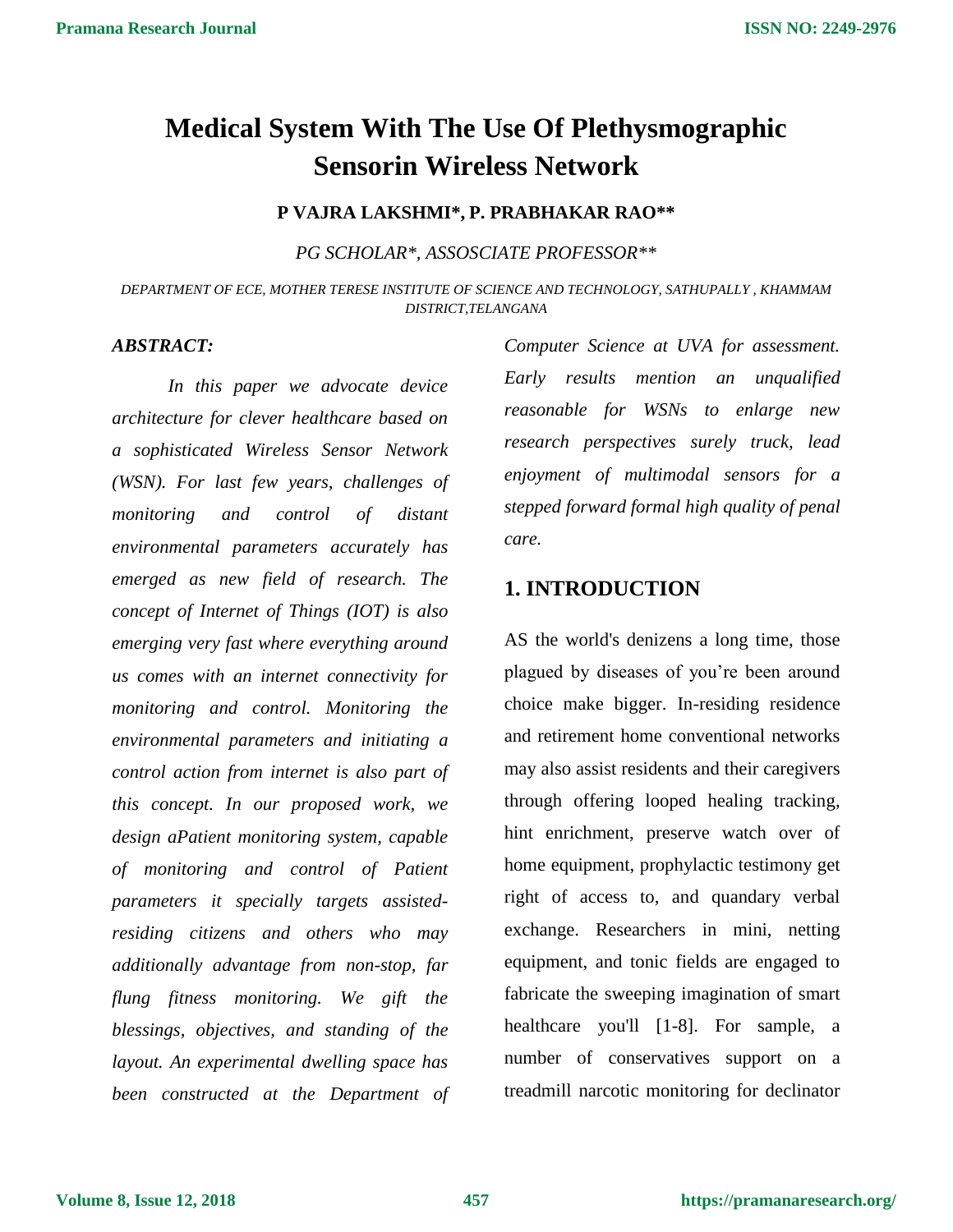# Medical System With The Use Of Plethysmographic Sensorin Wireless Network

**P VAJRA LAKSHMI\*, P. PRABHAKAR RAO\*\***

*PG SCHOLAR\*, ASSOSCIATE PROFESSOR\*\**

*DEPARTMENT OF ECE, MOTHER TERESE INSTITUTE OF SCIENCE AND TECHNOLOGY, SATHUPALLY , KHAMMAM DISTRICT,TELANGANA*

## *ABSTRACT:*

*In this paper we advocate device architecture for clever healthcare based on a sophisticated Wireless Sensor Network (WSN). For last few years, challenges of monitoring and control of distant environmental parameters accurately has emerged as new field of research. The concept of Internet of Things (IOT) is also emerging very fast where everything around us comes with an internet connectivity for monitoring and control. Monitoring the environmental parameters and initiating a control action from internet is also part of this concept. In our proposed work, we design aPatient monitoring system, capable of monitoring and control of Patient parameters it specially targets assisted-residing citizens and others who may additionally advantage from non-stop, far flung fitness monitoring. We gift the blessings, objectives, and standing of the layout. An experimental dwelling space has been constructed at the Department of Computer Science at UVA for assessment. Early results mention an unqualified reasonable for WSNs to enlarge new research perspectives surely truck, lead enjoyment of multimodal sensors for a stepped forward formal high quality of penal care.*

## 1. INTRODUCTION

AS the world's denizens a long time, those plagued by diseases of you're been around choice make bigger. In-residing residence and retirement home conventional networks may also assist residents and their caregivers through offering looped healing tracking, hint enrichment, preserve watch over of home equipment, prophylactic testimony get right of access to, and quandary verbal exchange. Researchers in mini, netting equipment, and tonic fields are engaged to fabricate the sweeping imagination of smart healthcare you'll [1-8]. For sample, a number of conservatives support on a treadmill narcotic monitoring for declinator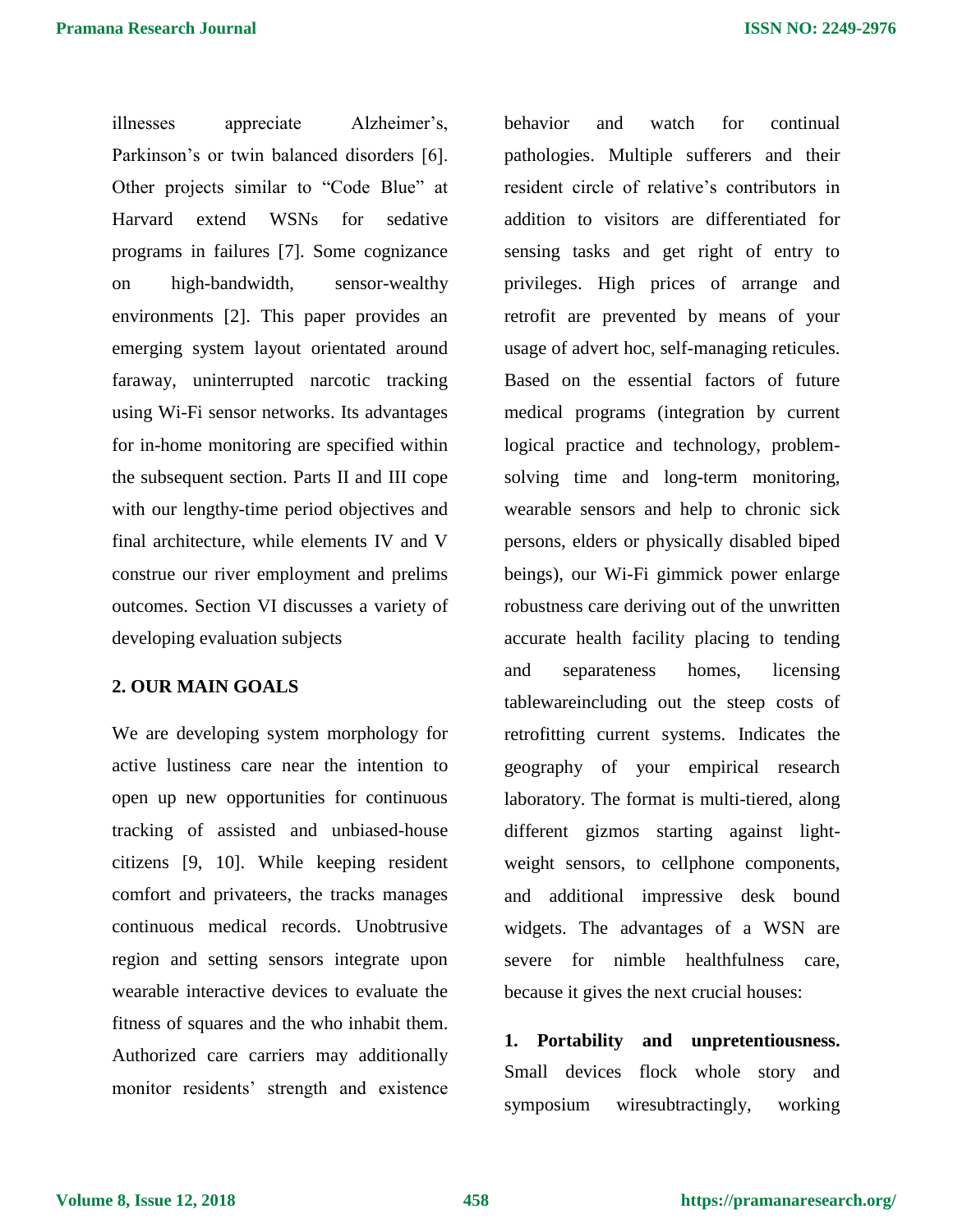illnesses appreciate Alzheimer's, Parkinson's or twin balanced disorders [6]. Other projects similar to "Code Blue" at Harvard extend WSNs for sedative programs in failures [7]. Some cognizance on high-bandwidth, sensor-wealthy environments [2]. This paper provides an emerging system layout orientated around faraway, uninterrupted narcotic tracking using Wi-Fi sensor networks. Its advantages for in-home monitoring are specified within the subsequent section. Parts II and III cope with our lengthy-time period objectives and final architecture, while elements IV and V construe our river employment and prelims outcomes. Section VI discusses a variety of developing evaluation subjects

## 2. OUR MAIN GOALS

We are developing system morphology for active lustiness care near the intention to open up new opportunities for continuous tracking of assisted and unbiased-house citizens [9, 10]. While keeping resident comfort and privateers, the tracks manages continuous medical records. Unobtrusive region and setting sensors integrate upon wearable interactive devices to evaluate the fitness of squares and the who inhabit them. Authorized care carriers may additionally monitor residents' strength and existence behavior and watch for continual pathologies. Multiple sufferers and their resident circle of relative's contributors in addition to visitors are differentiated for sensing tasks and get right of entry to privileges. High prices of arrange and retrofit are prevented by means of your usage of advert hoc, self-managing reticules. Based on the essential factors of future medical programs (integration by current logical practice and technology, problem-solving time and long-term monitoring, wearable sensors and help to chronic sick persons, elders or physically disabled biped beings), our Wi-Fi gimmick power enlarge robustness care deriving out of the unwritten accurate health facility placing to tending and separateness homes, licensing tablewareincluding out the steep costs of retrofitting current systems. Indicates the geography of your empirical research laboratory. The format is multi-tiered, along different gizmos starting against light-weight sensors, to cellphone components, and additional impressive desk bound widgets. The advantages of a WSN are severe for nimble healthfulness care, because it gives the next crucial houses:

**1. Portability and unpretentiousness.** Small devices flock whole story and symposium wiresubtractingly, working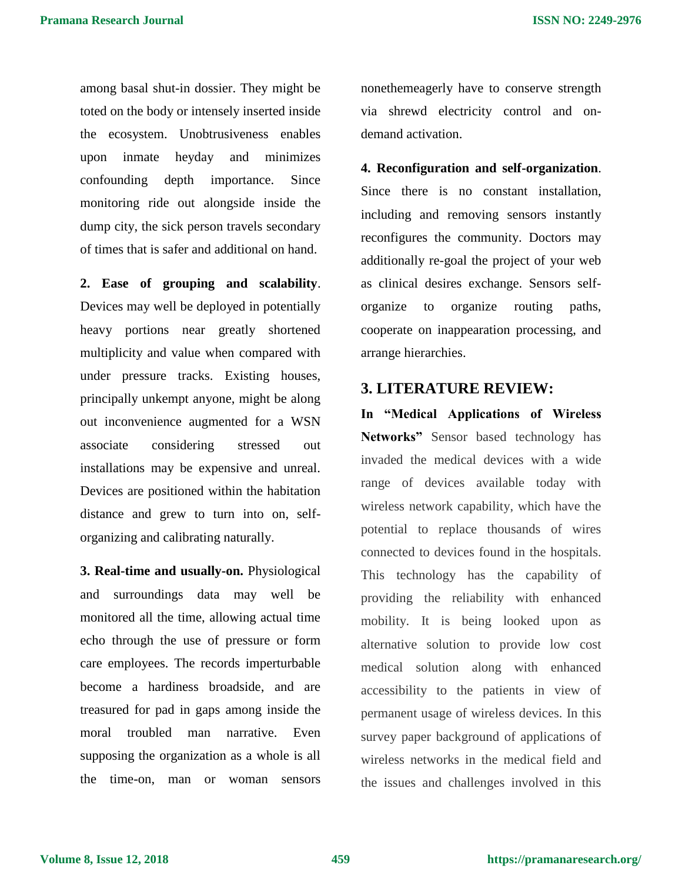among basal shut-in dossier. They might be toted on the body or intensely inserted inside the ecosystem. Unobtrusiveness enables upon inmate heyday and minimizes confounding depth importance. Since monitoring ride out alongside inside the dump city, the sick person travels secondary of times that is safer and additional on hand.

**2. Ease of grouping and scalability**. Devices may well be deployed in potentially heavy portions near greatly shortened multiplicity and value when compared with under pressure tracks. Existing houses, principally unkempt anyone, might be along out inconvenience augmented for a WSN associate considering stressed out installations may be expensive and unreal. Devices are positioned within the habitation distance and grew to turn into on, self-organizing and calibrating naturally.

**3. Real-time and usually-on.** Physiological and surroundings data may well be monitored all the time, allowing actual time echo through the use of pressure or form care employees. The records imperturbable become a hardiness broadside, and are treasured for pad in gaps among inside the moral troubled man narrative. Even supposing the organization as a whole is all the time-on, man or woman sensors nonethemeagerly have to conserve strength via shrewd electricity control and on-demand activation.

**4. Reconfiguration and self-organization**. Since there is no constant installation, including and removing sensors instantly reconfigures the community. Doctors may additionally re-goal the project of your web as clinical desires exchange. Sensors self-organize to organize routing paths, cooperate on inappearation processing, and arrange hierarchies.

## 3. LITERATURE REVIEW:

**In "Medical Applications of Wireless Networks"** Sensor based technology has invaded the medical devices with a wide range of devices available today with wireless network capability, which have the potential to replace thousands of wires connected to devices found in the hospitals. This technology has the capability of providing the reliability with enhanced mobility. It is being looked upon as alternative solution to provide low cost medical solution along with enhanced accessibility to the patients in view of permanent usage of wireless devices. In this survey paper background of applications of wireless networks in the medical field and the issues and challenges involved in this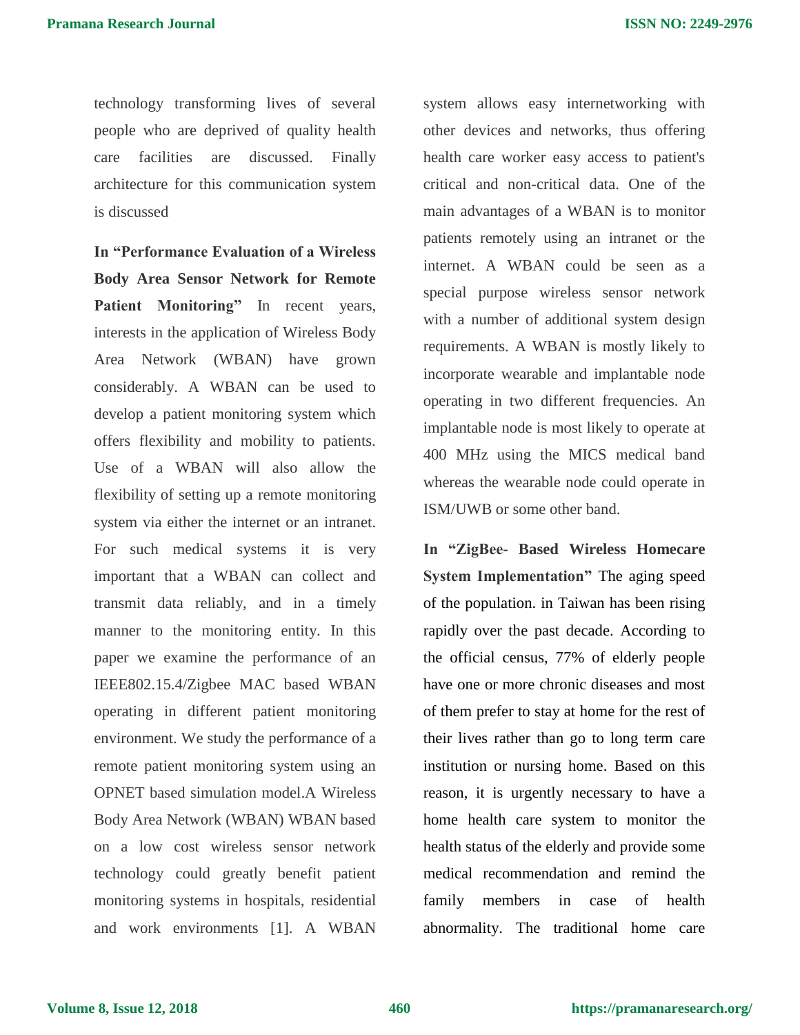technology transforming lives of several people who are deprived of quality health care facilities are discussed. Finally architecture for this communication system is discussed

**In "Performance Evaluation of a Wireless Body Area Sensor Network for Remote Patient Monitoring"** In recent years, interests in the application of Wireless Body Area Network (WBAN) have grown considerably. A WBAN can be used to develop a patient monitoring system which offers flexibility and mobility to patients. Use of a WBAN will also allow the flexibility of setting up a remote monitoring system via either the internet or an intranet. For such medical systems it is very important that a WBAN can collect and transmit data reliably, and in a timely manner to the monitoring entity. In this paper we examine the performance of an IEEE802.15.4/Zigbee MAC based WBAN operating in different patient monitoring environment. We study the performance of a remote patient monitoring system using an OPNET based simulation model.A Wireless Body Area Network (WBAN) WBAN based on a low cost wireless sensor network technology could greatly benefit patient monitoring systems in hospitals, residential and work environments [1]. A WBAN system allows easy internetworking with other devices and networks, thus offering health care worker easy access to patient's critical and non-critical data. One of the main advantages of a WBAN is to monitor patients remotely using an intranet or the internet. A WBAN could be seen as a special purpose wireless sensor network with a number of additional system design requirements. A WBAN is mostly likely to incorporate wearable and implantable node operating in two different frequencies. An implantable node is most likely to operate at 400 MHz using the MICS medical band whereas the wearable node could operate in ISM/UWB or some other band.

**In "ZigBee- Based Wireless Homecare System Implementation"** The aging speed of the population. in Taiwan has been rising rapidly over the past decade. According to the official census, 77% of elderly people have one or more chronic diseases and most of them prefer to stay at home for the rest of their lives rather than go to long term care institution or nursing home. Based on this reason, it is urgently necessary to have a home health care system to monitor the health status of the elderly and provide some medical recommendation and remind the family members in case of health abnormality. The traditional home care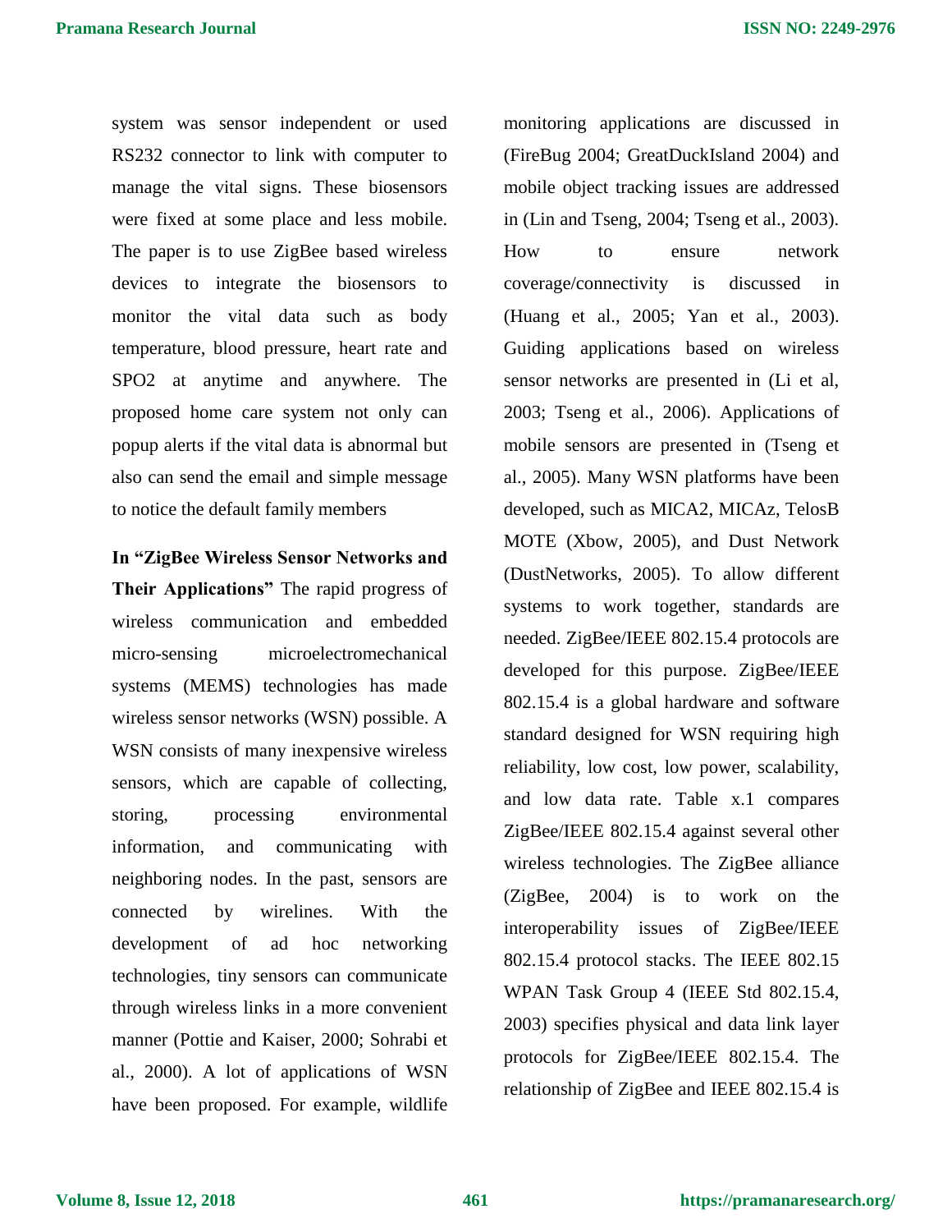system was sensor independent or used RS232 connector to link with computer to manage the vital signs. These biosensors were fixed at some place and less mobile. The paper is to use ZigBee based wireless devices to integrate the biosensors to monitor the vital data such as body temperature, blood pressure, heart rate and SPO2 at anytime and anywhere. The proposed home care system not only can popup alerts if the vital data is abnormal but also can send the email and simple message to notice the default family members

**In "ZigBee Wireless Sensor Networks and Their Applications"** The rapid progress of wireless communication and embedded micro-sensing microelectromechanical systems (MEMS) technologies has made wireless sensor networks (WSN) possible. A WSN consists of many inexpensive wireless sensors, which are capable of collecting, storing, processing environmental information, and communicating with neighboring nodes. In the past, sensors are connected by wirelines. With the development of ad hoc networking technologies, tiny sensors can communicate through wireless links in a more convenient manner (Pottie and Kaiser, 2000; Sohrabi et al., 2000). A lot of applications of WSN have been proposed. For example, wildlife monitoring applications are discussed in (FireBug 2004; GreatDuckIsland 2004) and mobile object tracking issues are addressed in (Lin and Tseng, 2004; Tseng et al., 2003). How to ensure network coverage/connectivity is discussed in (Huang et al., 2005; Yan et al., 2003). Guiding applications based on wireless sensor networks are presented in (Li et al, 2003; Tseng et al., 2006). Applications of mobile sensors are presented in (Tseng et al., 2005). Many WSN platforms have been developed, such as MICA2, MICAz, TelosB MOTE (Xbow, 2005), and Dust Network (DustNetworks, 2005). To allow different systems to work together, standards are needed. ZigBee/IEEE 802.15.4 protocols are developed for this purpose. ZigBee/IEEE 802.15.4 is a global hardware and software standard designed for WSN requiring high reliability, low cost, low power, scalability, and low data rate. Table x.1 compares ZigBee/IEEE 802.15.4 against several other wireless technologies. The ZigBee alliance (ZigBee, 2004) is to work on the interoperability issues of ZigBee/IEEE 802.15.4 protocol stacks. The IEEE 802.15 WPAN Task Group 4 (IEEE Std 802.15.4, 2003) specifies physical and data link layer protocols for ZigBee/IEEE 802.15.4. The relationship of ZigBee and IEEE 802.15.4 is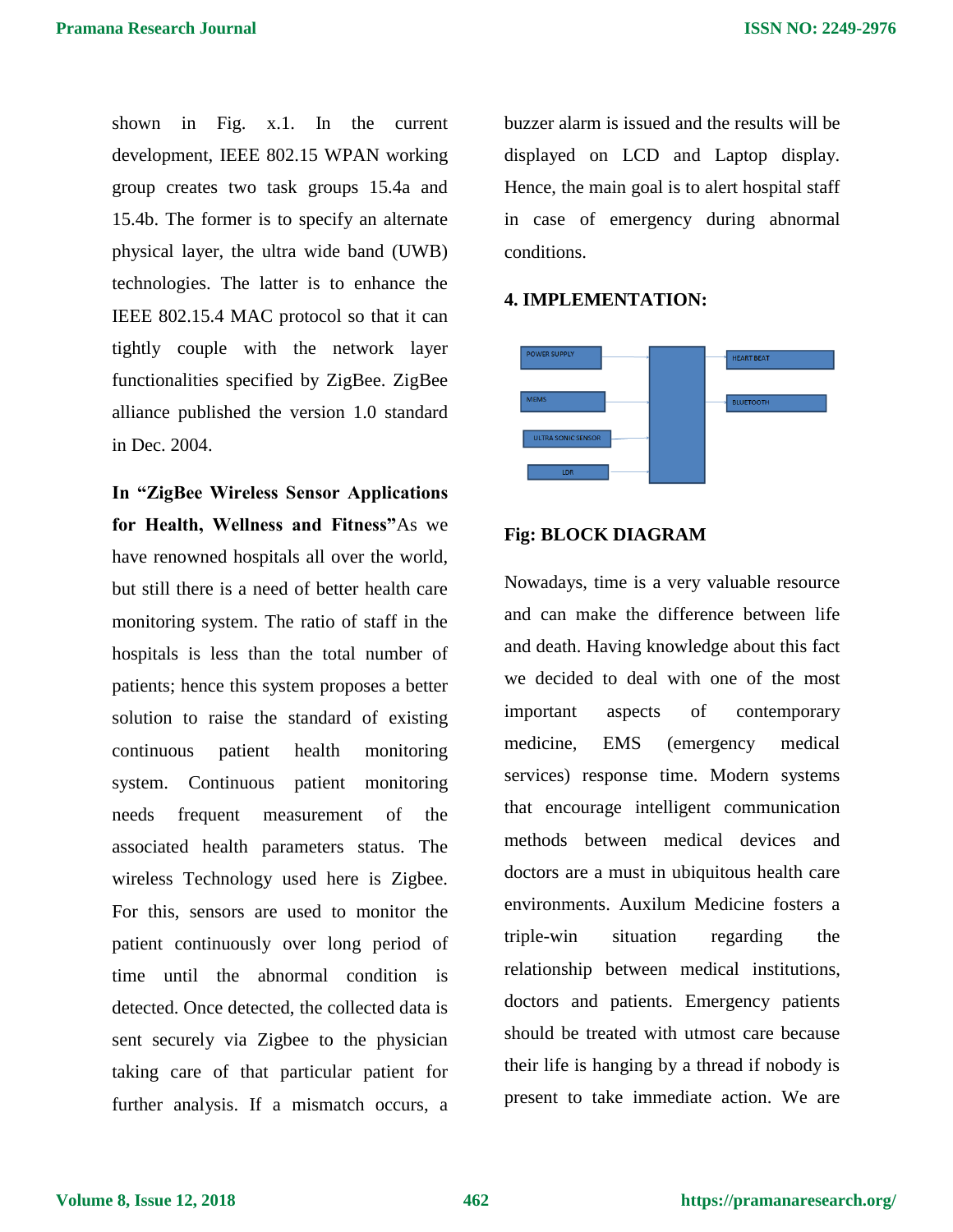shown in Fig. x.1. In the current development, IEEE 802.15 WPAN working group creates two task groups 15.4a and 15.4b. The former is to specify an alternate physical layer, the ultra wide band (UWB) technologies. The latter is to enhance the IEEE 802.15.4 MAC protocol so that it can tightly couple with the network layer functionalities specified by ZigBee. ZigBee alliance published the version 1.0 standard in Dec. 2004.

**In "ZigBee Wireless Sensor Applications for Health, Wellness and Fitness"**As we have renowned hospitals all over the world, but still there is a need of better health care monitoring system. The ratio of staff in the hospitals is less than the total number of patients; hence this system proposes a better solution to raise the standard of existing continuous patient health monitoring system. Continuous patient monitoring needs frequent measurement of the associated health parameters status. The wireless Technology used here is Zigbee. For this, sensors are used to monitor the patient continuously over long period of time until the abnormal condition is detected. Once detected, the collected data is sent securely via Zigbee to the physician taking care of that particular patient for further analysis. If a mismatch occurs, a buzzer alarm is issued and the results will be displayed on LCD and Laptop display. Hence, the main goal is to alert hospital staff in case of emergency during abnormal conditions.

## 4. IMPLEMENTATION:

POWER SUPPLY

MEMS

ULTRA SONIC SENSOR

LDR

HEART BEAT

BLUETOOTH

**Fig: BLOCK DIAGRAM**

Nowadays, time is a very valuable resource and can make the difference between life and death. Having knowledge about this fact we decided to deal with one of the most important aspects of contemporary medicine, EMS (emergency medical services) response time. Modern systems that encourage intelligent communication methods between medical devices and doctors are a must in ubiquitous health care environments. Auxilum Medicine fosters a triple-win situation regarding the relationship between medical institutions, doctors and patients. Emergency patients should be treated with utmost care because their life is hanging by a thread if nobody is present to take immediate action. We are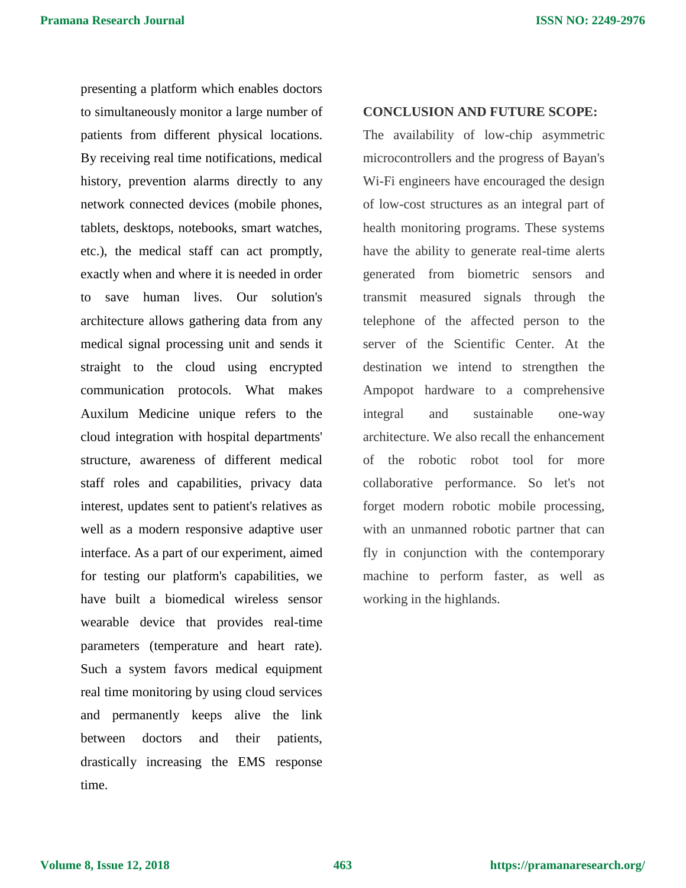presenting a platform which enables doctors to simultaneously monitor a large number of patients from different physical locations. By receiving real time notifications, medical history, prevention alarms directly to any network connected devices (mobile phones, tablets, desktops, notebooks, smart watches, etc.), the medical staff can act promptly, exactly when and where it is needed in order to save human lives. Our solution's architecture allows gathering data from any medical signal processing unit and sends it straight to the cloud using encrypted communication protocols. What makes Auxilum Medicine unique refers to the cloud integration with hospital departments' structure, awareness of different medical staff roles and capabilities, privacy data interest, updates sent to patient's relatives as well as a modern responsive adaptive user interface. As a part of our experiment, aimed for testing our platform's capabilities, we have built a biomedical wireless sensor wearable device that provides real-time parameters (temperature and heart rate). Such a system favors medical equipment real time monitoring by using cloud services and permanently keeps alive the link between doctors and their patients, drastically increasing the EMS response time.

## CONCLUSION AND FUTURE SCOPE:

The availability of low-chip asymmetric microcontrollers and the progress of Bayan's Wi-Fi engineers have encouraged the design of low-cost structures as an integral part of health monitoring programs. These systems have the ability to generate real-time alerts generated from biometric sensors and transmit measured signals through the telephone of the affected person to the server of the Scientific Center. At the destination we intend to strengthen the Ampopot hardware to a comprehensive integral and sustainable one-way architecture. We also recall the enhancement of the robotic robot tool for more collaborative performance. So let's not forget modern robotic mobile processing, with an unmanned robotic partner that can fly in conjunction with the contemporary machine to perform faster, as well as working in the highlands.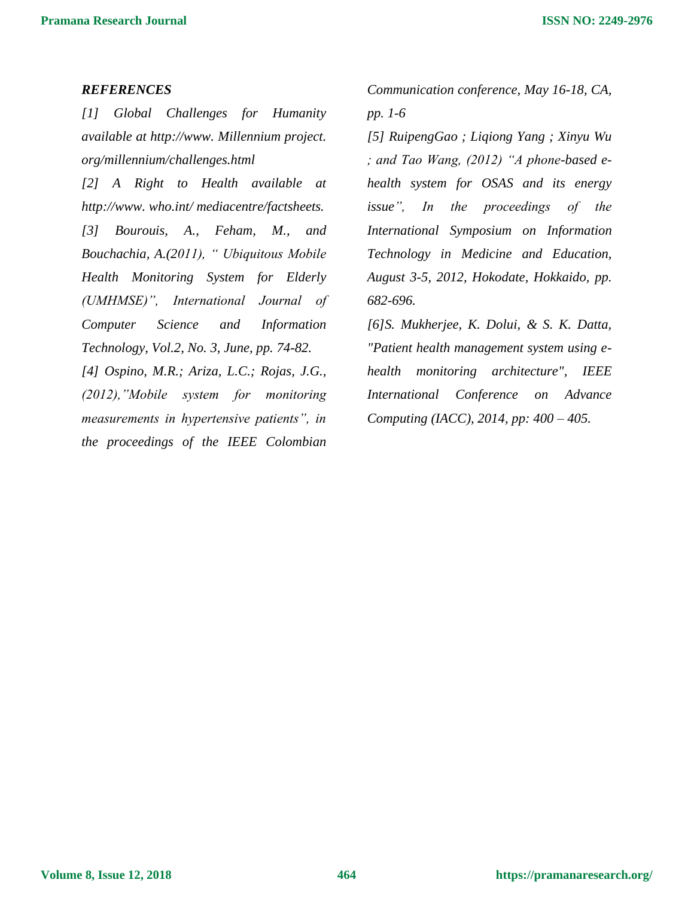***REFERENCES***

*[1] Global Challenges for Humanity available at http://www. Millennium project. org/millennium/challenges.html*

*[2] A Right to Health available at http://www. who.int/ mediacentre/factsheets.*

*[3] Bourouis, A., Feham, M., and Bouchachia, A.(2011), " Ubiquitous Mobile Health Monitoring System for Elderly (UMHMSE)", International Journal of Computer Science and Information Technology, Vol.2, No. 3, June, pp. 74-82.*

*[4] Ospino, M.R.; Ariza, L.C.; Rojas, J.G., (2012),"Mobile system for monitoring measurements in hypertensive patients", in the proceedings of the IEEE Colombian Communication conference, May 16-18, CA, pp. 1-6*

*[5] RuipengGao ; Liqiong Yang ; Xinyu Wu ; and Tao Wang, (2012) "A phone-based e-health system for OSAS and its energy issue", In the proceedings of the International Symposium on Information Technology in Medicine and Education, August 3-5, 2012, Hokodate, Hokkaido, pp. 682-696.*

*[6]S. Mukherjee, K. Dolui, & S. K. Datta, "Patient health management system using e-health monitoring architecture", IEEE International Conference on Advance Computing (IACC), 2014, pp: 400 – 405.*